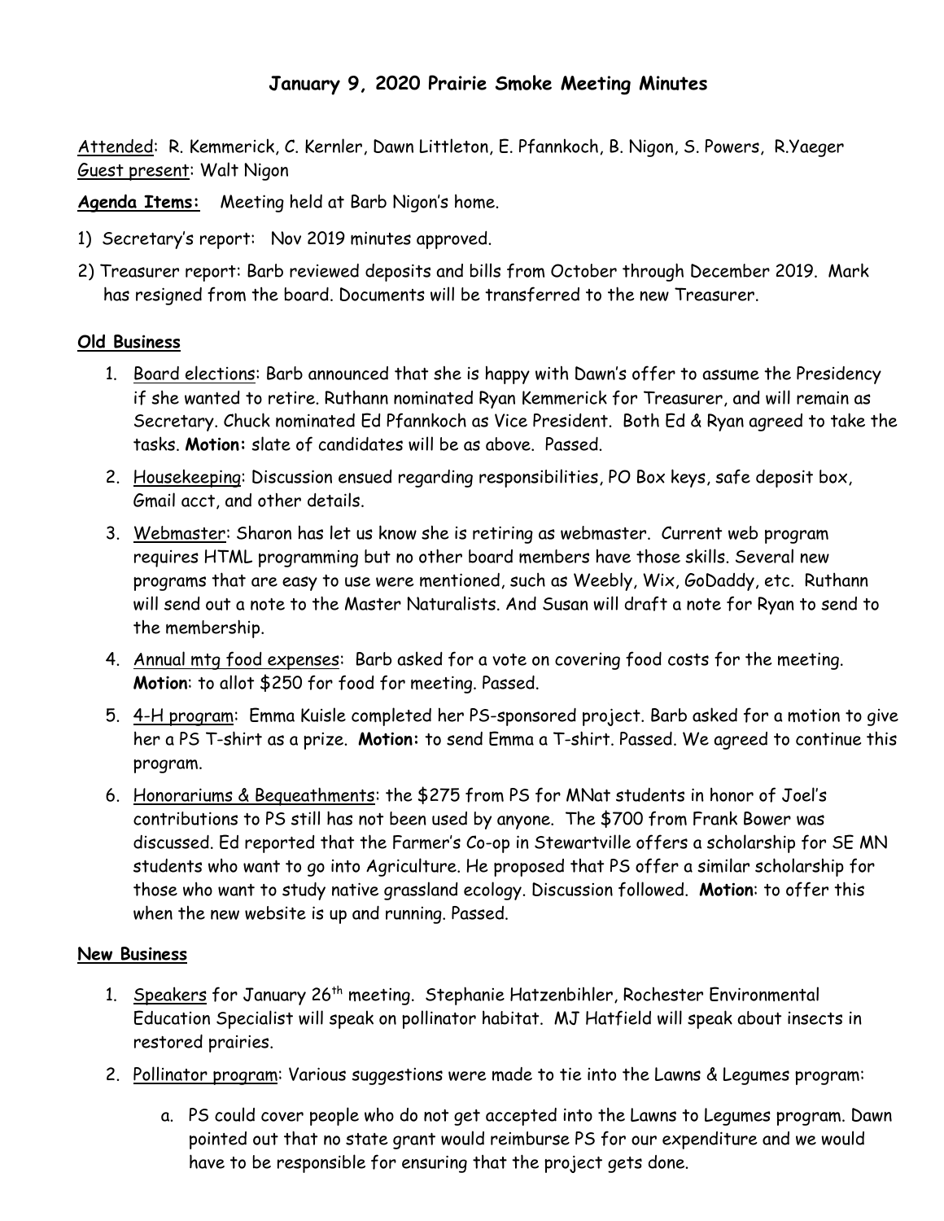# January 9, 2020 Prairie Smoke Meeting Minutes

Attended: R. Kemmerick, C. Kernler, Dawn Littleton, E. Pfannkoch, B. Nigon, S. Powers, R.Yaeger
Guest present: Walt Nigon

**Agenda Items:** Meeting held at Barb Nigon's home.

1) Secretary's report: Nov 2019 minutes approved.

2) Treasurer report: Barb reviewed deposits and bills from October through December 2019. Mark has resigned from the board. Documents will be transferred to the new Treasurer.

## Old Business

1. Board elections: Barb announced that she is happy with Dawn's offer to assume the Presidency if she wanted to retire. Ruthann nominated Ryan Kemmerick for Treasurer, and will remain as Secretary. Chuck nominated Ed Pfannkoch as Vice President. Both Ed & Ryan agreed to take the tasks. **Motion:** slate of candidates will be as above. Passed.
2. Housekeeping: Discussion ensued regarding responsibilities, PO Box keys, safe deposit box, Gmail acct, and other details.
3. Webmaster: Sharon has let us know she is retiring as webmaster. Current web program requires HTML programming but no other board members have those skills. Several new programs that are easy to use were mentioned, such as Weebly, Wix, GoDaddy, etc. Ruthann will send out a note to the Master Naturalists. And Susan will draft a note for Ryan to send to the membership.
4. Annual mtg food expenses: Barb asked for a vote on covering food costs for the meeting. **Motion**: to allot $250 for food for meeting. Passed.
5. 4-H program: Emma Kuisle completed her PS-sponsored project. Barb asked for a motion to give her a PS T-shirt as a prize. **Motion:** to send Emma a T-shirt. Passed. We agreed to continue this program.
6. Honorariums & Bequeathments: the $275 from PS for MNat students in honor of Joel's contributions to PS still has not been used by anyone. The $700 from Frank Bower was discussed. Ed reported that the Farmer's Co-op in Stewartville offers a scholarship for SE MN students who want to go into Agriculture. He proposed that PS offer a similar scholarship for those who want to study native grassland ecology. Discussion followed. **Motion**: to offer this when the new website is up and running. Passed.

## New Business

1. Speakers for January 26th meeting. Stephanie Hatzenbihler, Rochester Environmental Education Specialist will speak on pollinator habitat. MJ Hatfield will speak about insects in restored prairies.
2. Pollinator program: Various suggestions were made to tie into the Lawns & Legumes program:
   a. PS could cover people who do not get accepted into the Lawns to Legumes program. Dawn pointed out that no state grant would reimburse PS for our expenditure and we would have to be responsible for ensuring that the project gets done.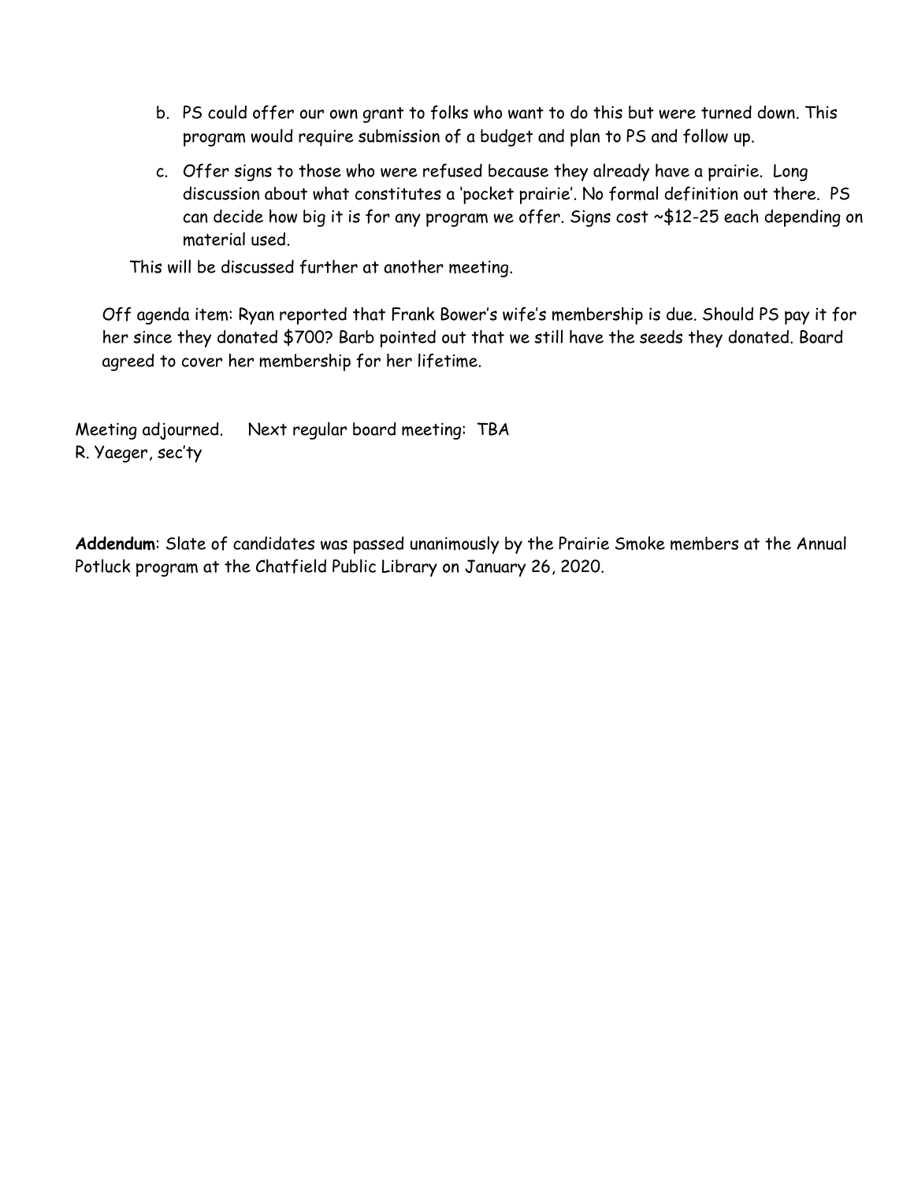b. PS could offer our own grant to folks who want to do this but were turned down. This program would require submission of a budget and plan to PS and follow up.

c. Offer signs to those who were refused because they already have a prairie. Long discussion about what constitutes a 'pocket prairie'. No formal definition out there. PS can decide how big it is for any program we offer. Signs cost ~$12-25 each depending on material used.

This will be discussed further at another meeting.

Off agenda item: Ryan reported that Frank Bower's wife's membership is due. Should PS pay it for her since they donated $700? Barb pointed out that we still have the seeds they donated. Board agreed to cover her membership for her lifetime.

Meeting adjourned. Next regular board meeting: TBA
R. Yaeger, sec'ty

**Addendum**: Slate of candidates was passed unanimously by the Prairie Smoke members at the Annual Potluck program at the Chatfield Public Library on January 26, 2020.